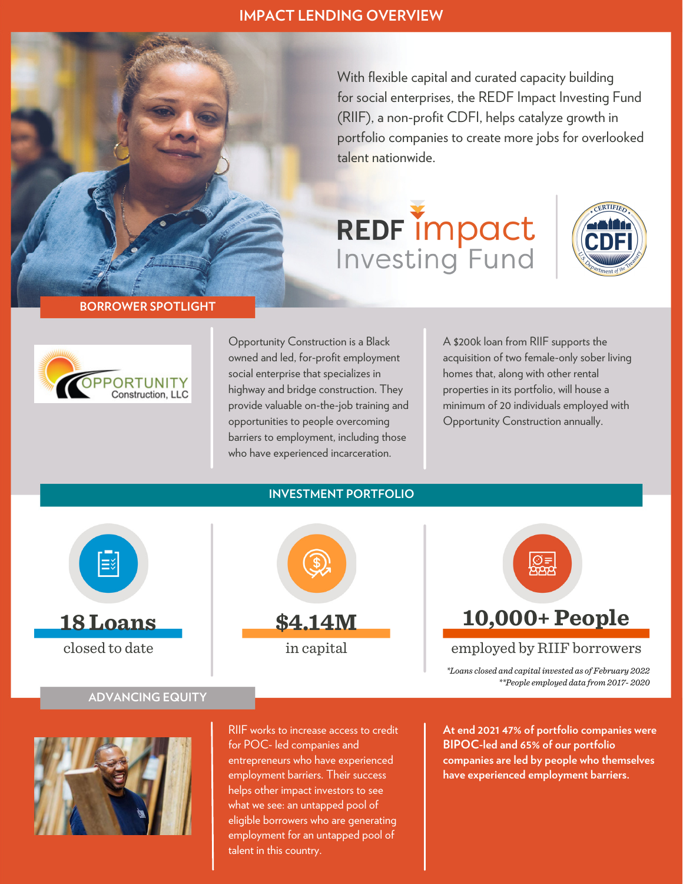# IMPACT LENDING OVERVIEW

With flexible capital and curated capacity building for social enterprises, the REDF Impact Investing Fund (RIIF), a non-profit CDFI, helps catalyze growth in portfolio companies to create more jobs for overlooked talent nationwide.

REDF impact Investing Fund

CERTIFIED CDFI U.S. Department of the Treasury

## BORROWER SPOTLIGHT

OPPORTUNITY Construction, LLC

Opportunity Construction is a Black owned and led, for-profit employment social enterprise that specializes in highway and bridge construction. They provide valuable on-the-job training and opportunities to people overcoming barriers to employment, including those who have experienced incarceration.

A $200k loan from RIIF supports the acquisition of two female-only sober living homes that, along with other rental properties in its portfolio, will house a minimum of 20 individuals employed with Opportunity Construction annually.

## INVESTMENT PORTFOLIO

**18 Loans**
closed to date

**$4.14M**
in capital

**10,000+ People**
employed by RIIF borrowers

*\*Loans closed and capital invested as of February 2022*
*\*\*People employed data from 2017- 2020*

## ADVANCING EQUITY

RIIF works to increase access to credit for POC- led companies and entrepreneurs who have experienced employment barriers. Their success helps other impact investors to see what we see: an untapped pool of eligible borrowers who are generating employment for an untapped pool of talent in this country.

**At end 2021 47% of portfolio companies were BIPOC-led and 65% of our portfolio companies are led by people who themselves have experienced employment barriers.**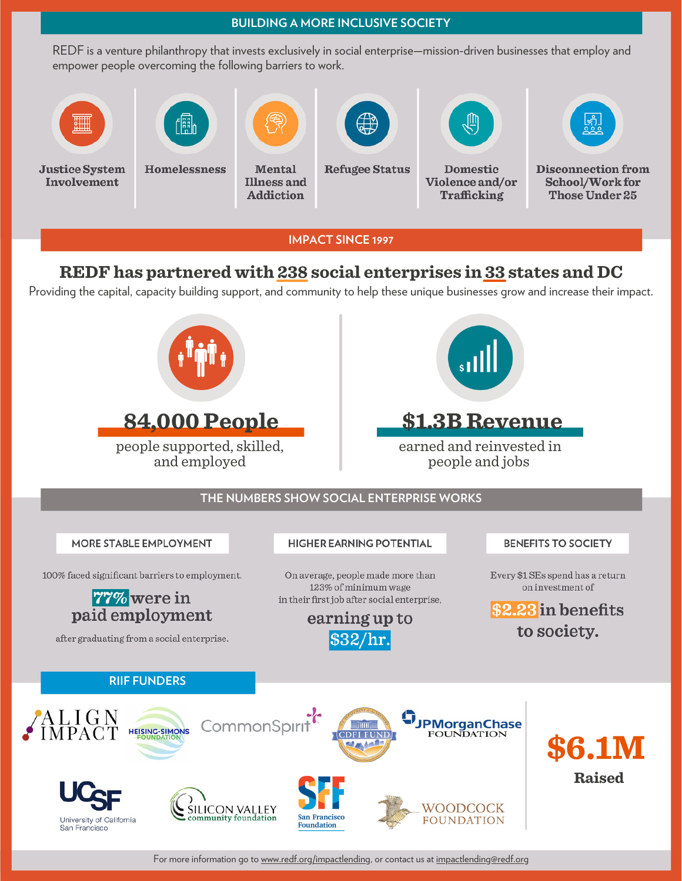## BUILDING A MORE INCLUSIVE SOCIETY

REDF is a venture philanthropy that invests exclusively in social enterprise—mission-driven businesses that employ and empower people overcoming the following barriers to work.

- **Justice System Involvement**
- **Homelessness**
- **Mental Illness and Addiction**
- **Refugee Status**
- **Domestic Violence and/or Trafficking**
- **Disconnection from School/Work for Those Under 25**

## IMPACT SINCE 1997

### REDF has partnered with 238 social enterprises in 33 states and DC

Providing the capital, capacity building support, and community to help these unique businesses grow and increase their impact.

**84,000 People**

people supported, skilled, and employed

**$1.3B Revenue**

earned and reinvested in people and jobs

## THE NUMBERS SHOW SOCIAL ENTERPRISE WORKS

### MORE STABLE EMPLOYMENT

100% faced significant barriers to employment.

**77% were in paid employment**

after graduating from a social enterprise.

### HIGHER EARNING POTENTIAL

On average, people made more than 123% of minimum wage in their first job after social enterprise,

**earning up to $32/hr.**

### BENEFITS TO SOCIETY

Every $1 SEs spend has a return on investment of

**$2.23 in benefits to society.**

## RIIF FUNDERS

ALIGN IMPACT

HEISING-SIMONS FOUNDATION

CommonSpirit

CDFI FUND

JPMorganChase FOUNDATION

UCSF University of California San Francisco

SILICON VALLEY community foundation

SFF San Francisco Foundation

WOODCOCK FOUNDATION

**$6.1M Raised**

For more information go to www.redf.org/impactlending, or contact us at impactlending@redf.org